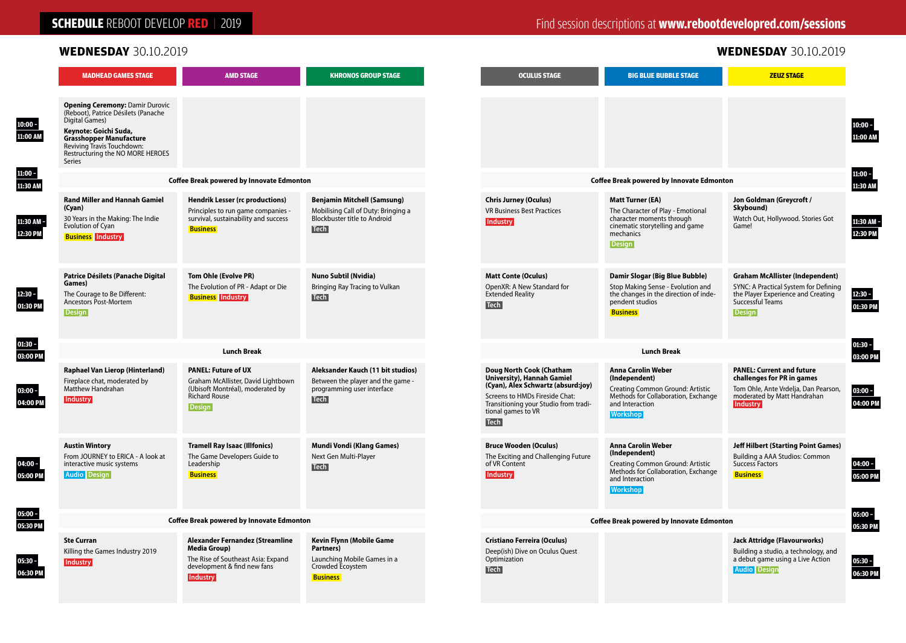# SCHEDULE REBOOT DEVELOP RED | 2019

Find session descriptions at **www.rebootdevelopred.com/sessions**

## WEDNESDAY 30.10.2019

| Time | MADHEAD GAMES STAGE | AMD STAGE | KHRONOS GROUP STAGE | OCULUS STAGE | BIG BLUE BUBBLE STAGE | ZEUZ STAGE |
|---|---|---|---|---|---|---|
| 10:00 - 11:00 AM | **Opening Ceremony:** Damir Durovic (Reboot), Patrice Désilets (Panache Digital Games)<br>**Keynote: Goichi Suda, Grasshopper Manufacture**<br>Reviving Travis Touchdown: Restructuring the NO MORE HEROES Series | | | | | |
| 11:00 - 11:30 AM | Coffee Break powered by Innovate Edmonton | | | Coffee Break powered by Innovate Edmonton | | |
| 11:30 AM - 12:30 PM | **Rand Miller and Hannah Gamiel (Cyan)**<br>30 Years in the Making: The Indie Evolution of Cyan<br>Business Industry | **Hendrik Lesser (rc productions)**<br>Principles to run game companies - survival, sustainability and success<br>Business | **Benjamin Mitchell (Samsung)**<br>Mobilising Call of Duty: Bringing a Blockbuster title to Android<br>Tech | **Chris Jurney (Oculus)**<br>VR Business Best Practices<br>Industry | **Matt Turner (EA)**<br>The Character of Play - Emotional character moments through cinematic storytelling and game mechanics<br>Design | **Jon Goldman (Greycroft / Skybound)**<br>Watch Out, Hollywood. Stories Got Game!<br> |
| 12:30 - 01:30 PM | **Patrice Désilets (Panache Digital Games)**<br>The Courage to Be Different: Ancestors Post-Mortem<br>Design | **Tom Ohle (Evolve PR)**<br>The Evolution of PR - Adapt or Die<br>Business Industry | **Nuno Subtil (Nvidia)**<br>Bringing Ray Tracing to Vulkan<br>Tech | **Matt Conte (Oculus)**<br>OpenXR: A New Standard for Extended Reality<br>Tech | **Damir Slogar (Big Blue Bubble)**<br>Stop Making Sense - Evolution and the changes in the direction of independent studios<br>Business | **Graham McAllister (Independent)**<br>SYNC: A Practical System for Defining the Player Experience and Creating Successful Teams<br>Design |
| 01:30 - 03:00 PM | Lunch Break | | | Lunch Break | | |
| 03:00 - 04:00 PM | **Raphael Van Lierop (Hinterland)**<br>Fireplace chat, moderated by Matthew Handrahan<br>Industry | **PANEL: Future of UX**<br>Graham McAllister, David Lightbown (Ubisoft Montréal), moderated by Richard Rouse<br>Design | **Aleksander Kauch (11 bit studios)**<br>Between the player and the game - programming user interface<br>Tech | **Doug North Cook (Chatham University), Hannah Gamiel (Cyan), Alex Schwartz (absurd:joy)**<br>Screens to HMDs Fireside Chat: Transitioning your Studio from traditional games to VR<br>Tech | **Anna Carolin Weber (Independent)**<br>Creating Common Ground: Artistic Methods for Collaboration, Exchange and Interaction<br>Workshop | **PANEL: Current and future challenges for PR in games**<br>Tom Ohle, Ante Vrdelja, Dan Pearson, moderated by Matt Handrahan<br>Industry |
| 04:00 - 05:00 PM | **Austin Wintory**<br>From JOURNEY to ERICA - A look at interactive music systems<br>Audio Design | **Tramell Ray Isaac (Illfonics)**<br>The Game Developers Guide to Leadership<br>Business | **Mundi Vondi (Klang Games)**<br>Next Gen Multi-Player<br>Tech | **Bruce Wooden (Oculus)**<br>The Exciting and Challenging Future of VR Content<br>Industry | **Anna Carolin Weber (Independent)**<br>Creating Common Ground: Artistic Methods for Collaboration, Exchange and Interaction<br>Workshop | **Jeff Hilbert (Starting Point Games)**<br>Building a AAA Studios: Common Success Factors<br>Business |
| 05:00 - 05:30 PM | Coffee Break powered by Innovate Edmonton | | | Coffee Break powered by Innovate Edmonton | | |
| 05:30 - 06:30 PM | **Ste Curran**<br>Killing the Games Industry 2019<br>Industry | **Alexander Fernandez (Streamline Media Group)**<br>The Rise of Southeast Asia: Expand development & find new fans<br>Industry | **Kevin Flynn (Mobile Game Partners)**<br>Launching Mobile Games in a Crowded Ecosystem<br>Business | **Cristiano Ferreira (Oculus)**<br>Deep(ish) Dive on Oculus Quest Optimization<br>Tech | | **Jack Attridge (Flavourworks)**<br>Building a studio, a technology, and a debut game using a Live Action<br>Audio Design |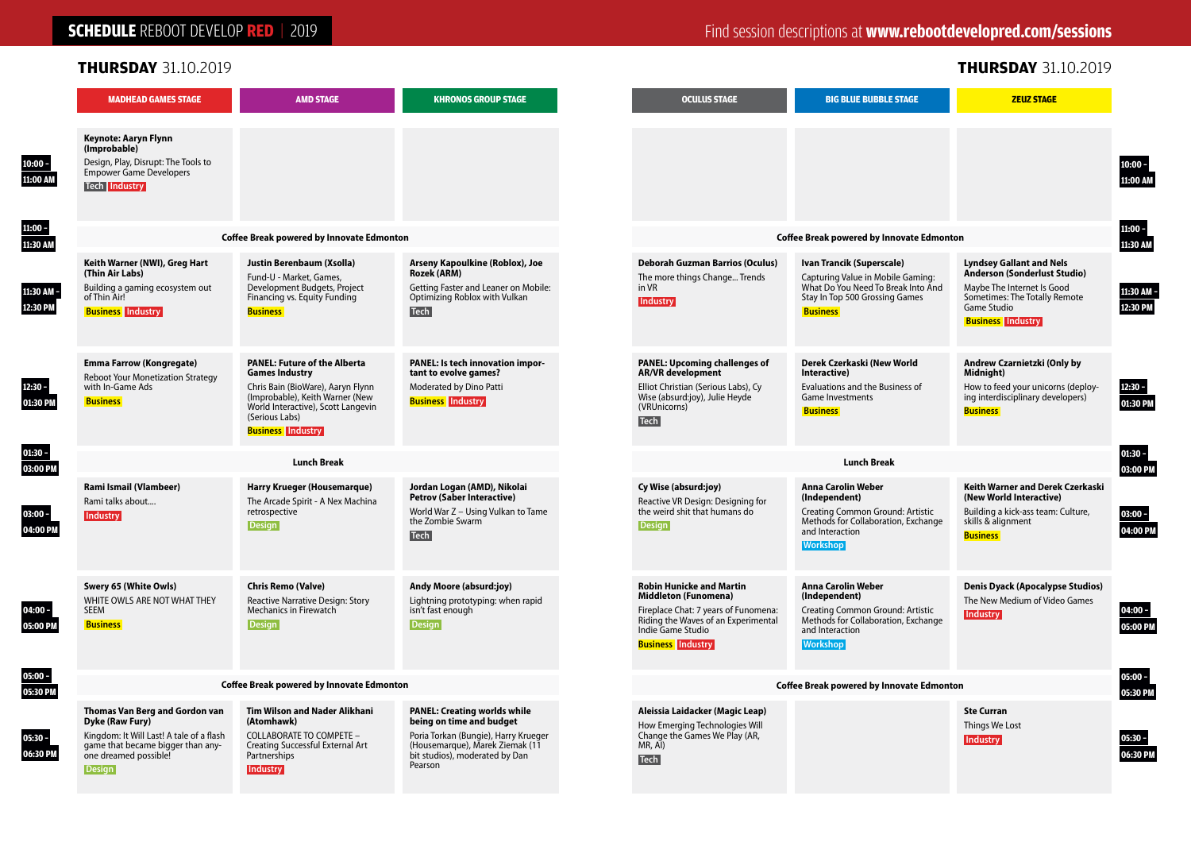# SCHEDULE REBOOT DEVELOP RED | 2019

Find session descriptions at **www.rebootdevelopred.com/sessions**

## THURSDAY 31.10.2019

| Time | MADHEAD GAMES STAGE | AMD STAGE | KHRONOS GROUP STAGE |
|---|---|---|---|
| 10:00 - 11:00 AM | **Keynote: Aaryn Flynn (Improbable)** Design, Play, Disrupt: The Tools to Empower Game Developers Tech Industry | | |
| 11:00 - 11:30 AM | Coffee Break powered by Innovate Edmonton | | |
| 11:30 AM - 12:30 PM | **Keith Warner (NWI), Greg Hart (Thin Air Labs)** Building a gaming ecosystem out of Thin Air! Business Industry | **Justin Berenbaum (Xsolla)** Fund-U - Market, Games, Development Budgets, Project Financing vs. Equity Funding Business | **Arseny Kapoulkine (Roblox), Joe Rozek (ARM)** Getting Faster and Leaner on Mobile: Optimizing Roblox with Vulkan Tech |
| 12:30 - 01:30 PM | **Emma Farrow (Kongregate)** Reboot Your Monetization Strategy with In-Game Ads Business | **PANEL: Future of the Alberta Games Industry** Chris Bain (BioWare), Aaryn Flynn (Improbable), Keith Warner (New World Interactive), Scott Langevin (Serious Labs) Business Industry | **PANEL: Is tech innovation important to evolve games?** Moderated by Dino Patti Business Industry |
| 01:30 - 03:00 PM | Lunch Break | | |
| 03:00 - 04:00 PM | **Rami Ismail (Vlambeer)** Rami talks about.... Industry | **Harry Krueger (Housemarque)** The Arcade Spirit - A Nex Machina retrospective Design | **Jordan Logan (AMD), Nikolai Petrov (Saber Interactive)** World War Z – Using Vulkan to Tame the Zombie Swarm Tech |
| 04:00 - 05:00 PM | **Swery 65 (White Owls)** WHITE OWLS ARE NOT WHAT THEY SEEM Business | **Chris Remo (Valve)** Reactive Narrative Design: Story Mechanics in Firewatch Design | **Andy Moore (absurd:joy)** Lightning prototyping: when rapid isn't fast enough Design |
| 05:00 - 05:30 PM | Coffee Break powered by Innovate Edmonton | | |
| 05:30 - 06:30 PM | **Thomas Van Berg and Gordon van Dyke (Raw Fury)** Kingdom: It Will Last! A tale of a flash game that became bigger than anyone dreamed possible! Design | **Tim Wilson and Nader Alikhani (Atomhawk)** COLLABORATE TO COMPETE – Creating Successful External Art Partnerships Industry | **PANEL: Creating worlds while being on time and budget** Poria Torkan (Junebug), Harry Krueger (Housemarque), Marek Ziemak (11 bit studios), moderated by Dan Pearson |

## THURSDAY 31.10.2019

| Time | OCULUS STAGE | BIG BLUE BUBBLE STAGE | ZEUZ STAGE |
|---|---|---|---|
| 10:00 - 11:00 AM | | | |
| 11:00 - 11:30 AM | Coffee Break powered by Innovate Edmonton | | |
| 11:30 AM - 12:30 PM | **Deborah Guzman Barrios (Oculus)** The more things Change... Trends in VR Industry | **Ivan Trancik (Superscale)** Capturing Value in Mobile Gaming: What Do You Need To Break Into And Stay In Top 500 Grossing Games Business | **Lyndsey Gallant and Nels Anderson (Sonderlust Studio)** Maybe The Internet Is Good Sometimes: The Totally Remote Game Studio Business Industry |
| 12:30 - 01:30 PM | **PANEL: Upcoming challenges of AR/VR development** Elliot Christian (Serious Labs), Cy Wise (absurd:joy), Julie Heyde (VRUnicorns) Tech | **Derek Czerkaski (New World Interactive)** Evaluations and the Business of Game Investments Business | **Andrew Czarnietzki (Only by Midnight)** How to feed your unicorns (deploying interdisciplinary developers) Business |
| 01:30 - 03:00 PM | Lunch Break | | |
| 03:00 - 04:00 PM | **Cy Wise (absurd:joy)** Reactive VR Design: Designing for the weird shit that humans do Design | **Anna Carolin Weber (Independent)** Creating Common Ground: Artistic Methods for Collaboration, Exchange and Interaction Workshop | **Keith Warner and Derek Czerkaski (New World Interactive)** Building a kick-ass team: Culture, skills & alignment Business |
| 04:00 - 05:00 PM | **Robin Hunicke and Martin Middleton (Funomena)** Fireplace Chat: 7 years of Funomena: Riding the Waves of an Experimental Indie Game Studio Business Industry | **Anna Carolin Weber (Independent)** Creating Common Ground: Artistic Methods for Collaboration, Exchange and Interaction Workshop | **Denis Dyack (Apocalypse Studios)** The New Medium of Video Games Industry |
| 05:00 - 05:30 PM | Coffee Break powered by Innovate Edmonton | | |
| 05:30 - 06:30 PM | **Aleissia Laidacker (Magic Leap)** How Emerging Technologies Will Change the Games We Play (AR, MR, AI) Tech | | **Ste Curran** Things We Lost Industry |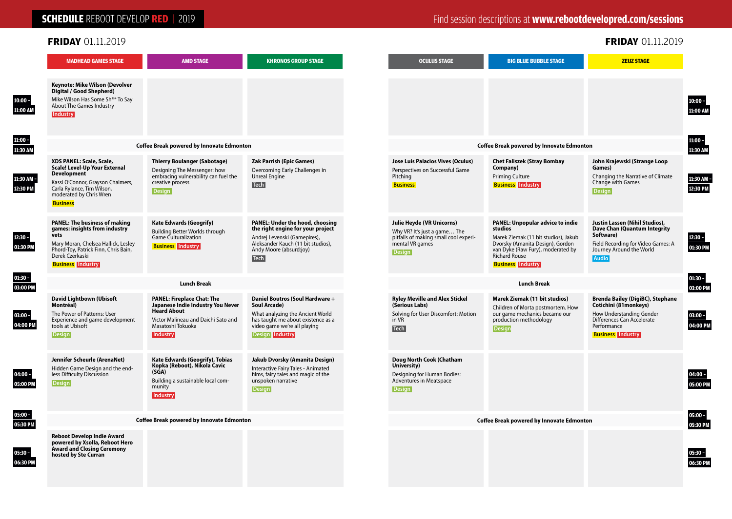# SCHEDULE REBOOT DEVELOP RED | 2019

Find session descriptions at **www.rebootdevelopred.com/sessions**

## FRIDAY 01.11.2019

| Time | MADHEAD GAMES STAGE | AMD STAGE | KHRONOS GROUP STAGE | OCULUS STAGE | BIG BLUE BUBBLE STAGE | ZEUZ STAGE |
|---|---|---|---|---|---|---|
| 10:00 - 11:00 AM | **Keynote: Mike Wilson (Devolver Digital / Good Shepherd)** Mike Wilson Has Some Sh** To Say About The Games Industry. Industry | | | | | |
| 11:00 - 11:30 AM | Coffee Break powered by Innovate Edmonton | | | Coffee Break powered by Innovate Edmonton | | |
| 11:30 AM - 12:30 PM | **XDS PANEL: Scale, Scale, Scale! Level-Up Your External Development** Kassi O'Connor, Grayson Chalmers, Carla Rylance, Tim Wilson, moderated by Chris Wren. Business | **Thierry Boulanger (Sabotage)** Designing The Messenger: how embracing vulnerability can fuel the creative process. Design | **Zak Parrish (Epic Games)** Overcoming Early Challenges in Unreal Engine. Tech | **Jose Luis Palacios Vives (Oculus)** Perspectives on Successful Game Pitching. Business | **Chet Faliszek (Stray Bombay Company)** Priming Culture. Business, Industry | **John Krajewski (Strange Loop Games)** Changing the Narrative of Climate Change with Games. Design |
| 12:30 - 01:30 PM | **PANEL: The business of making games: insights from industry vets** Mary Moran, Chelsea Hallick, Lesley Phord-Toy, Patrick Finn, Chris Bain, Derek Czerkaski. Business, Industry | **Kate Edwards (Geogrify)** Building Better Worlds through Game Culturalization. Business, Industry | **PANEL: Under the hood, choosing the right engine for your project** Andrej Levenski (Gamepires), Aleksander Kauch (11 bit studios), Andy Moore (absurdjoy). Tech | **Julie Heyde (VR Unicorns)** Why VR? It's just a game… The pitfalls of making small cool experimental VR games. Design | **PANEL: Unpopular advice to indie studios** Marek Ziemak (11 bit studios), Jakub Dvorsky (Amanita Design), Gordon van Dyke (Raw Fury), moderated by Richard Rouse. Business, Industry | **Justin Lassen (Nihil Studios), Dave Chan (Quantum Integrity Software)** Field Recording for Video Games: A Journey Around the World. Audio |
| 01:30 - 03:00 PM | Lunch Break | | | Lunch Break | | |
| 03:00 - 04:00 PM | **David Lightbown (Ubisoft Montréal)** The Power of Patterns: User Experience and game development tools at Ubisoft. Design | **PANEL: Fireplace Chat: The Japanese Indie Industry You Never Heard About** Victor Malineau and Daichi Sato and Masatoshi Tokuoka. Industry | **Daniel Boutros (Soul Hardware + Soul Arcade)** What analyzing the Ancient World has taught me about existence as a video game we're all playing. Design, Industry | **Ryley Meville and Alex Stickel (Serious Labs)** Solving for User Discomfort: Motion in VR. Tech | **Marek Ziemak (11 bit studios)** Children of Morta postmortem. How our game mechanics became our production methodology. Design | **Brenda Bailey (DigiBC), Stephane Cotichini (81monkeys)** How Understanding Gender Differences Can Accelerate Performance. Business, Industry |
| 04:00 - 05:00 PM | **Jennifer Scheurle (ArenaNet)** Hidden Game Design and the endless Difficulty Discussion. Design | **Kate Edwards (Geogrify), Tobias Kopka (Reboot), Nikola Cavic (SGA)** Building a sustainable local community. Industry | **Jakub Dvorsky (Amanita Design)** Interactive Fairy Tales - Animated films, fairy tales and magic of the unspoken narrative. Design | **Doug North Cook (Chatham University)** Designing for Human Bodies: Adventures in Meatspace. Design | | |
| 05:00 - 05:30 PM | Coffee Break powered by Innovate Edmonton | | | Coffee Break powered by Innovate Edmonton | | |
| 05:30 - 06:30 PM | **Reboot Develop Indie Award powered by Xsolla, Reboot Hero Award and Closing Ceremony hosted by Ste Curran** | | | | | |